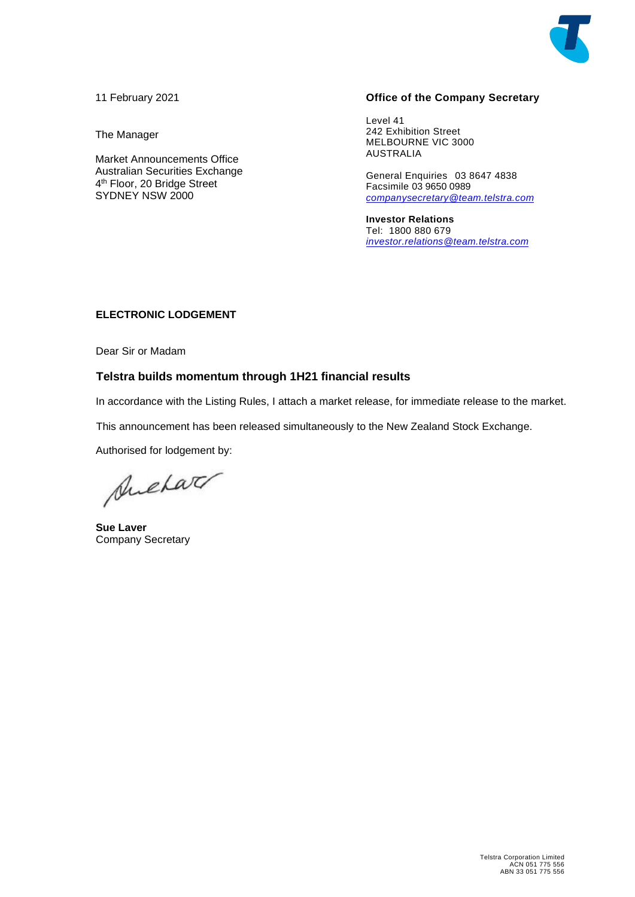11 February 2021

The Manager

Market Announcements Office
Australian Securities Exchange
4th Floor, 20 Bridge Street
SYDNEY NSW 2000

**Office of the Company Secretary**

Level 41
242 Exhibition Street
MELBOURNE VIC 3000
AUSTRALIA

General Enquiries 03 8647 4838
Facsimile 03 9650 0989
companysecretary@team.telstra.com

**Investor Relations**
Tel: 1800 880 679
investor.relations@team.telstra.com

**ELECTRONIC LODGEMENT**

Dear Sir or Madam

## Telstra builds momentum through 1H21 financial results

In accordance with the Listing Rules, I attach a market release, for immediate release to the market.

This announcement has been released simultaneously to the New Zealand Stock Exchange.

Authorised for lodgement by:

**Sue Laver**
Company Secretary

Telstra Corporation Limited
ACN 051 775 556
ABN 33 051 775 556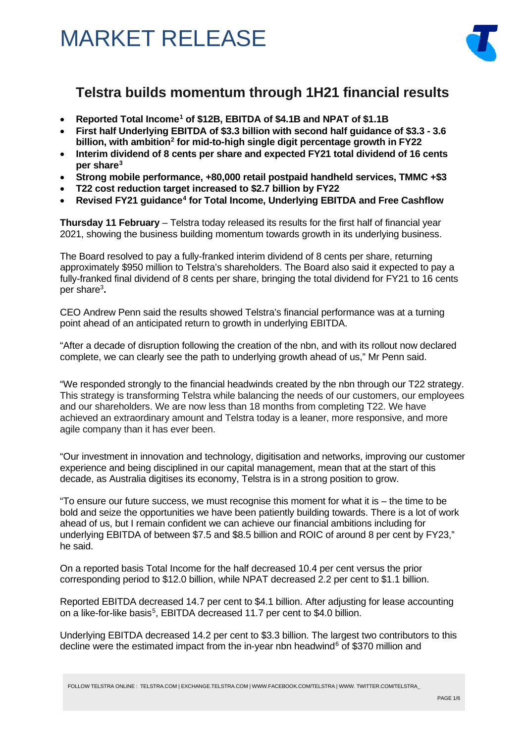# MARKET RELEASE

## Telstra builds momentum through 1H21 financial results

- **Reported Total Income[1] of $12B, EBITDA of $4.1B and NPAT of $1.1B**
- **First half Underlying EBITDA of $3.3 billion with second half guidance of $3.3 - 3.6 billion, with ambition[2] for mid-to-high single digit percentage growth in FY22**
- **Interim dividend of 8 cents per share and expected FY21 total dividend of 16 cents per share[3]**
- **Strong mobile performance, +80,000 retail postpaid handheld services, TMMC +$3**
- **T22 cost reduction target increased to $2.7 billion by FY22**
- **Revised FY21 guidance[4] for Total Income, Underlying EBITDA and Free Cashflow**

**Thursday 11 February** – Telstra today released its results for the first half of financial year 2021, showing the business building momentum towards growth in its underlying business.

The Board resolved to pay a fully-franked interim dividend of 8 cents per share, returning approximately $950 million to Telstra's shareholders. The Board also said it expected to pay a fully-franked final dividend of 8 cents per share, bringing the total dividend for FY21 to 16 cents per share[3]**.**

CEO Andrew Penn said the results showed Telstra's financial performance was at a turning point ahead of an anticipated return to growth in underlying EBITDA.

"After a decade of disruption following the creation of the nbn, and with its rollout now declared complete, we can clearly see the path to underlying growth ahead of us," Mr Penn said.

"We responded strongly to the financial headwinds created by the nbn through our T22 strategy. This strategy is transforming Telstra while balancing the needs of our customers, our employees and our shareholders. We are now less than 18 months from completing T22. We have achieved an extraordinary amount and Telstra today is a leaner, more responsive, and more agile company than it has ever been.

"Our investment in innovation and technology, digitisation and networks, improving our customer experience and being disciplined in our capital management, mean that at the start of this decade, as Australia digitises its economy, Telstra is in a strong position to grow.

"To ensure our future success, we must recognise this moment for what it is – the time to be bold and seize the opportunities we have been patiently building towards. There is a lot of work ahead of us, but I remain confident we can achieve our financial ambitions including for underlying EBITDA of between $7.5 and $8.5 billion and ROIC of around 8 per cent by FY23," he said.

On a reported basis Total Income for the half decreased 10.4 per cent versus the prior corresponding period to $12.0 billion, while NPAT decreased 2.2 per cent to $1.1 billion.

Reported EBITDA decreased 14.7 per cent to $4.1 billion. After adjusting for lease accounting on a like-for-like basis[5], EBITDA decreased 11.7 per cent to $4.0 billion.

Underlying EBITDA decreased 14.2 per cent to $3.3 billion. The largest two contributors to this decline were the estimated impact from the in-year nbn headwind[6] of $370 million and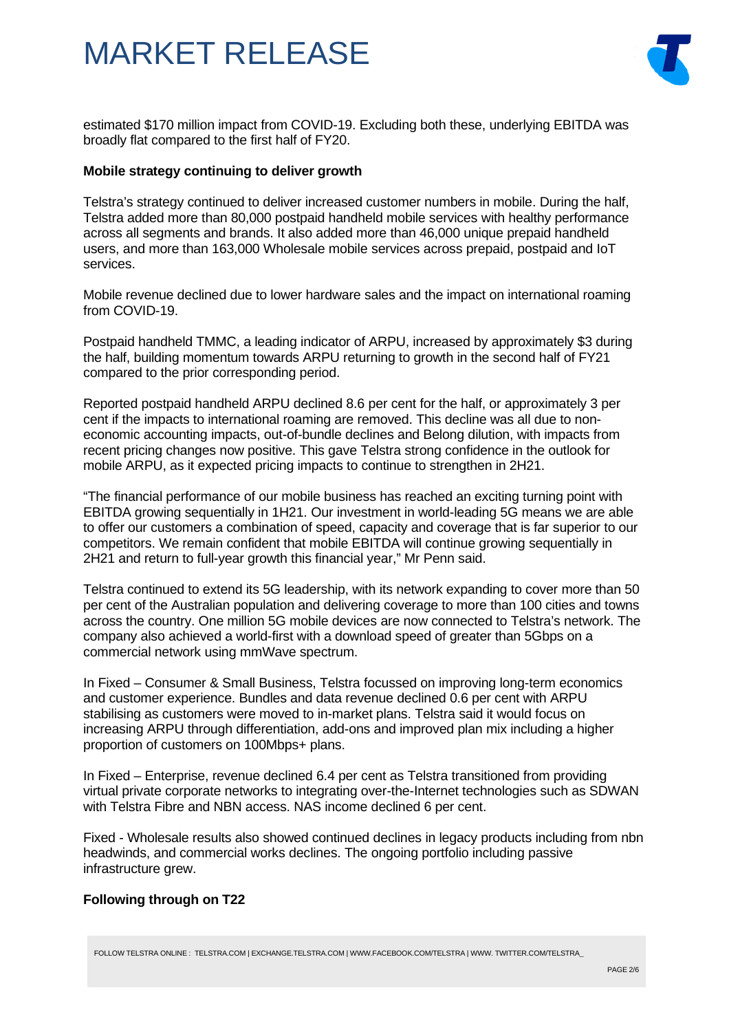estimated $170 million impact from COVID-19. Excluding both these, underlying EBITDA was broadly flat compared to the first half of FY20.

**Mobile strategy continuing to deliver growth**

Telstra's strategy continued to deliver increased customer numbers in mobile. During the half, Telstra added more than 80,000 postpaid handheld mobile services with healthy performance across all segments and brands. It also added more than 46,000 unique prepaid handheld users, and more than 163,000 Wholesale mobile services across prepaid, postpaid and IoT services.

Mobile revenue declined due to lower hardware sales and the impact on international roaming from COVID-19.

Postpaid handheld TMMC, a leading indicator of ARPU, increased by approximately $3 during the half, building momentum towards ARPU returning to growth in the second half of FY21 compared to the prior corresponding period.

Reported postpaid handheld ARPU declined 8.6 per cent for the half, or approximately 3 per cent if the impacts to international roaming are removed. This decline was all due to non-economic accounting impacts, out-of-bundle declines and Belong dilution, with impacts from recent pricing changes now positive. This gave Telstra strong confidence in the outlook for mobile ARPU, as it expected pricing impacts to continue to strengthen in 2H21.

"The financial performance of our mobile business has reached an exciting turning point with EBITDA growing sequentially in 1H21. Our investment in world-leading 5G means we are able to offer our customers a combination of speed, capacity and coverage that is far superior to our competitors. We remain confident that mobile EBITDA will continue growing sequentially in 2H21 and return to full-year growth this financial year," Mr Penn said.

Telstra continued to extend its 5G leadership, with its network expanding to cover more than 50 per cent of the Australian population and delivering coverage to more than 100 cities and towns across the country. One million 5G mobile devices are now connected to Telstra's network. The company also achieved a world-first with a download speed of greater than 5Gbps on a commercial network using mmWave spectrum.

In Fixed – Consumer & Small Business, Telstra focussed on improving long-term economics and customer experience. Bundles and data revenue declined 0.6 per cent with ARPU stabilising as customers were moved to in-market plans. Telstra said it would focus on increasing ARPU through differentiation, add-ons and improved plan mix including a higher proportion of customers on 100Mbps+ plans.

In Fixed – Enterprise, revenue declined 6.4 per cent as Telstra transitioned from providing virtual private corporate networks to integrating over-the-Internet technologies such as SDWAN with Telstra Fibre and NBN access. NAS income declined 6 per cent.

Fixed - Wholesale results also showed continued declines in legacy products including from nbn headwinds, and commercial works declines. The ongoing portfolio including passive infrastructure grew.

**Following through on T22**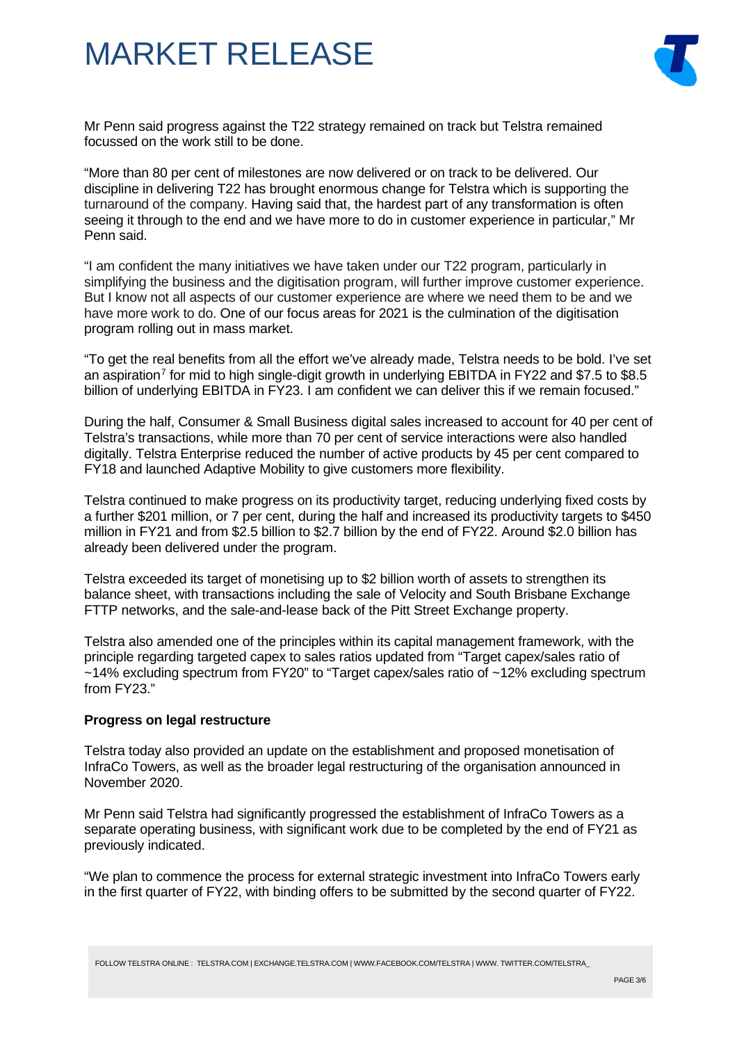# MARKET RELEASE

Mr Penn said progress against the T22 strategy remained on track but Telstra remained focussed on the work still to be done.

"More than 80 per cent of milestones are now delivered or on track to be delivered. Our discipline in delivering T22 has brought enormous change for Telstra which is supporting the turnaround of the company. Having said that, the hardest part of any transformation is often seeing it through to the end and we have more to do in customer experience in particular," Mr Penn said.

"I am confident the many initiatives we have taken under our T22 program, particularly in simplifying the business and the digitisation program, will further improve customer experience. But I know not all aspects of our customer experience are where we need them to be and we have more work to do. One of our focus areas for 2021 is the culmination of the digitisation program rolling out in mass market.

"To get the real benefits from all the effort we've already made, Telstra needs to be bold. I've set an aspiration[7] for mid to high single-digit growth in underlying EBITDA in FY22 and $7.5 to $8.5 billion of underlying EBITDA in FY23. I am confident we can deliver this if we remain focused."

During the half, Consumer & Small Business digital sales increased to account for 40 per cent of Telstra's transactions, while more than 70 per cent of service interactions were also handled digitally. Telstra Enterprise reduced the number of active products by 45 per cent compared to FY18 and launched Adaptive Mobility to give customers more flexibility.

Telstra continued to make progress on its productivity target, reducing underlying fixed costs by a further $201 million, or 7 per cent, during the half and increased its productivity targets to $450 million in FY21 and from $2.5 billion to $2.7 billion by the end of FY22. Around $2.0 billion has already been delivered under the program.

Telstra exceeded its target of monetising up to $2 billion worth of assets to strengthen its balance sheet, with transactions including the sale of Velocity and South Brisbane Exchange FTTP networks, and the sale-and-lease back of the Pitt Street Exchange property.

Telstra also amended one of the principles within its capital management framework, with the principle regarding targeted capex to sales ratios updated from "Target capex/sales ratio of ~14% excluding spectrum from FY20" to "Target capex/sales ratio of ~12% excluding spectrum from FY23."

**Progress on legal restructure**

Telstra today also provided an update on the establishment and proposed monetisation of InfraCo Towers, as well as the broader legal restructuring of the organisation announced in November 2020.

Mr Penn said Telstra had significantly progressed the establishment of InfraCo Towers as a separate operating business, with significant work due to be completed by the end of FY21 as previously indicated.

"We plan to commence the process for external strategic investment into InfraCo Towers early in the first quarter of FY22, with binding offers to be submitted by the second quarter of FY22.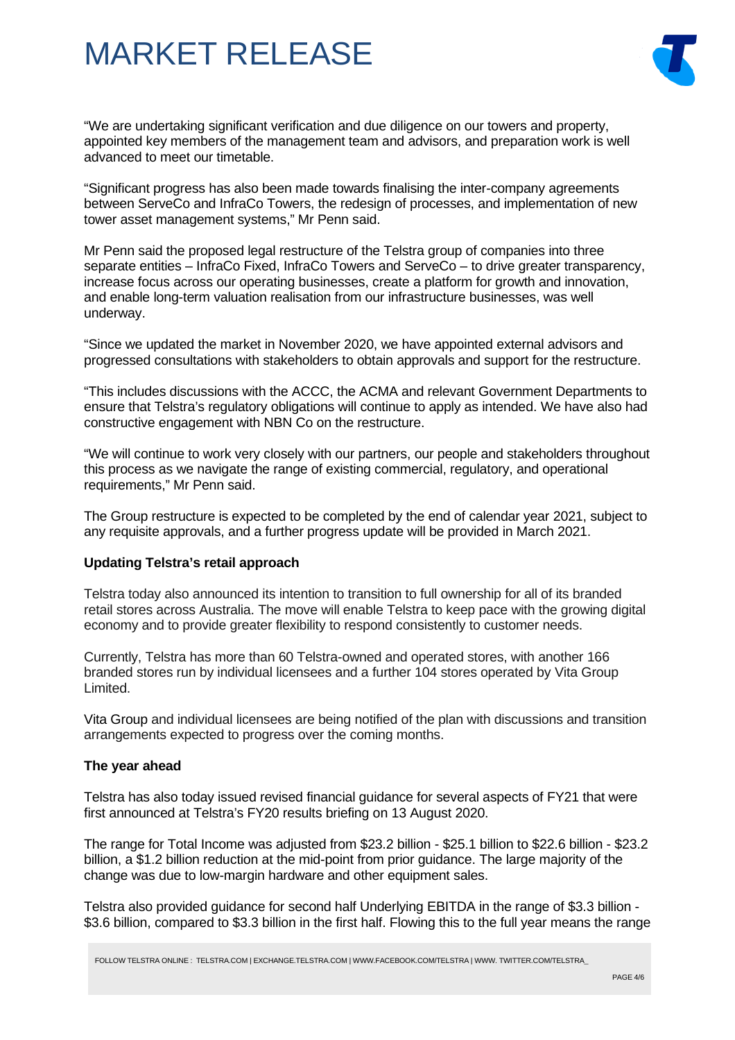“We are undertaking significant verification and due diligence on our towers and property, appointed key members of the management team and advisors, and preparation work is well advanced to meet our timetable.

“Significant progress has also been made towards finalising the inter-company agreements between ServeCo and InfraCo Towers, the redesign of processes, and implementation of new tower asset management systems,” Mr Penn said.

Mr Penn said the proposed legal restructure of the Telstra group of companies into three separate entities – InfraCo Fixed, InfraCo Towers and ServeCo – to drive greater transparency, increase focus across our operating businesses, create a platform for growth and innovation, and enable long-term valuation realisation from our infrastructure businesses, was well underway.

“Since we updated the market in November 2020, we have appointed external advisors and progressed consultations with stakeholders to obtain approvals and support for the restructure.

“This includes discussions with the ACCC, the ACMA and relevant Government Departments to ensure that Telstra’s regulatory obligations will continue to apply as intended. We have also had constructive engagement with NBN Co on the restructure.

“We will continue to work very closely with our partners, our people and stakeholders throughout this process as we navigate the range of existing commercial, regulatory, and operational requirements,” Mr Penn said.

The Group restructure is expected to be completed by the end of calendar year 2021, subject to any requisite approvals, and a further progress update will be provided in March 2021.

**Updating Telstra’s retail approach**

Telstra today also announced its intention to transition to full ownership for all of its branded retail stores across Australia. The move will enable Telstra to keep pace with the growing digital economy and to provide greater flexibility to respond consistently to customer needs.

Currently, Telstra has more than 60 Telstra-owned and operated stores, with another 166 branded stores run by individual licensees and a further 104 stores operated by Vita Group Limited.

Vita Group and individual licensees are being notified of the plan with discussions and transition arrangements expected to progress over the coming months.

**The year ahead**

Telstra has also today issued revised financial guidance for several aspects of FY21 that were first announced at Telstra’s FY20 results briefing on 13 August 2020.

The range for Total Income was adjusted from $23.2 billion - $25.1 billion to $22.6 billion - $23.2 billion, a $1.2 billion reduction at the mid-point from prior guidance. The large majority of the change was due to low-margin hardware and other equipment sales.

Telstra also provided guidance for second half Underlying EBITDA in the range of $3.3 billion - $3.6 billion, compared to $3.3 billion in the first half. Flowing this to the full year means the range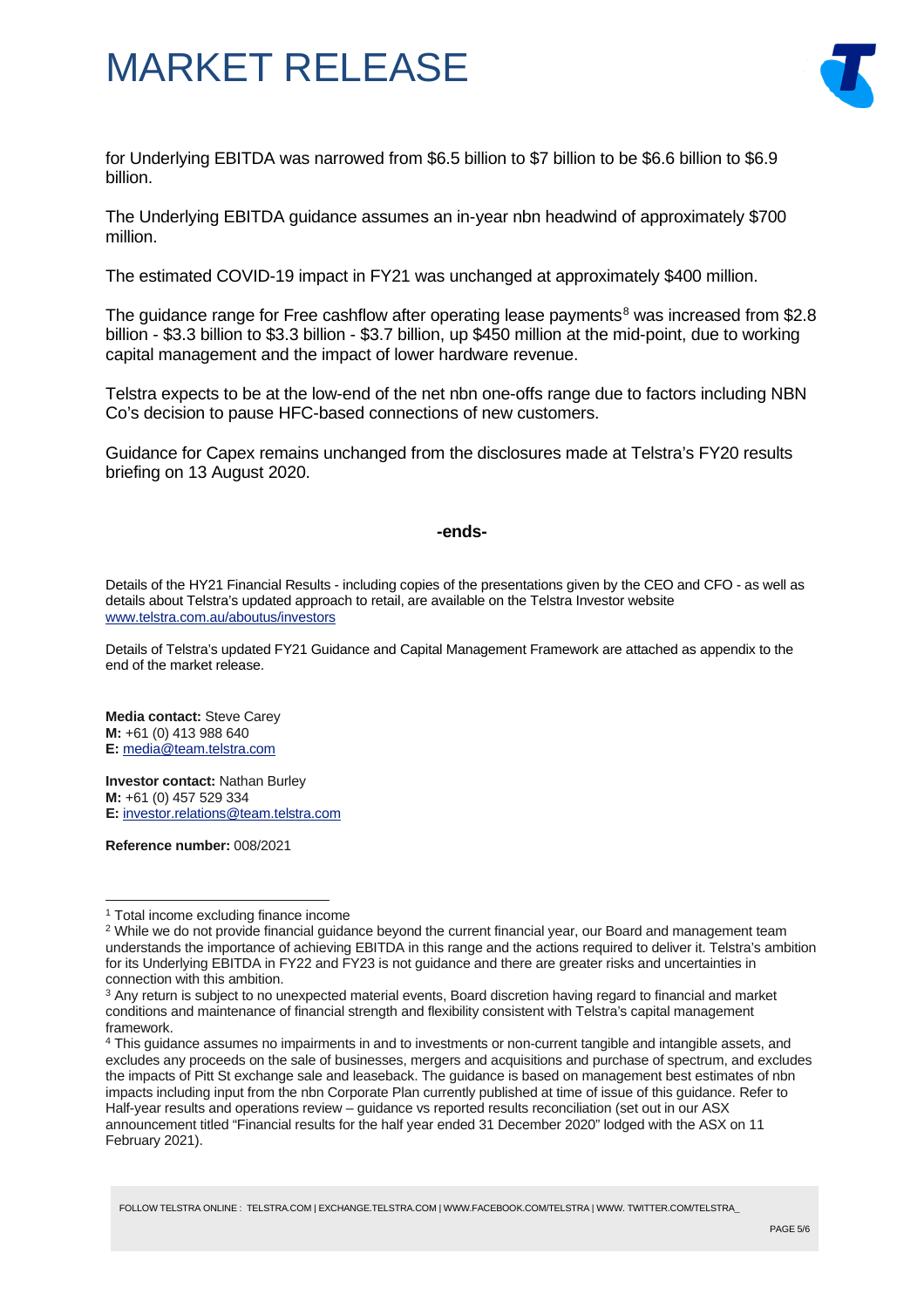for Underlying EBITDA was narrowed from $6.5 billion to $7 billion to be $6.6 billion to $6.9 billion.

The Underlying EBITDA guidance assumes an in-year nbn headwind of approximately $700 million.

The estimated COVID-19 impact in FY21 was unchanged at approximately $400 million.

The guidance range for Free cashflow after operating lease payments[8] was increased from $2.8 billion - $3.3 billion to $3.3 billion - $3.7 billion, up $450 million at the mid-point, due to working capital management and the impact of lower hardware revenue.

Telstra expects to be at the low-end of the net nbn one-offs range due to factors including NBN Co's decision to pause HFC-based connections of new customers.

Guidance for Capex remains unchanged from the disclosures made at Telstra's FY20 results briefing on 13 August 2020.

**-ends-**

Details of the HY21 Financial Results - including copies of the presentations given by the CEO and CFO - as well as details about Telstra's updated approach to retail, are available on the Telstra Investor website www.telstra.com.au/aboutus/investors

Details of Telstra's updated FY21 Guidance and Capital Management Framework are attached as appendix to the end of the market release.

**Media contact:** Steve Carey
**M:** +61 (0) 413 988 640
**E:** media@team.telstra.com

**Investor contact:** Nathan Burley
**M:** +61 (0) 457 529 334
**E:** investor.relations@team.telstra.com

**Reference number:** 008/2021

---

[1] Total income excluding finance income

[2] While we do not provide financial guidance beyond the current financial year, our Board and management team understands the importance of achieving EBITDA in this range and the actions required to deliver it. Telstra's ambition for its Underlying EBITDA in FY22 and FY23 is not guidance and there are greater risks and uncertainties in connection with this ambition.

[3] Any return is subject to no unexpected material events, Board discretion having regard to financial and market conditions and maintenance of financial strength and flexibility consistent with Telstra's capital management framework.

[4] This guidance assumes no impairments in and to investments or non-current tangible and intangible assets, and excludes any proceeds on the sale of businesses, mergers and acquisitions and purchase of spectrum, and excludes the impacts of Pitt St exchange sale and leaseback. The guidance is based on management best estimates of nbn impacts including input from the nbn Corporate Plan currently published at time of issue of this guidance. Refer to Half-year results and operations review – guidance vs reported results reconciliation (set out in our ASX announcement titled "Financial results for the half year ended 31 December 2020" lodged with the ASX on 11 February 2021).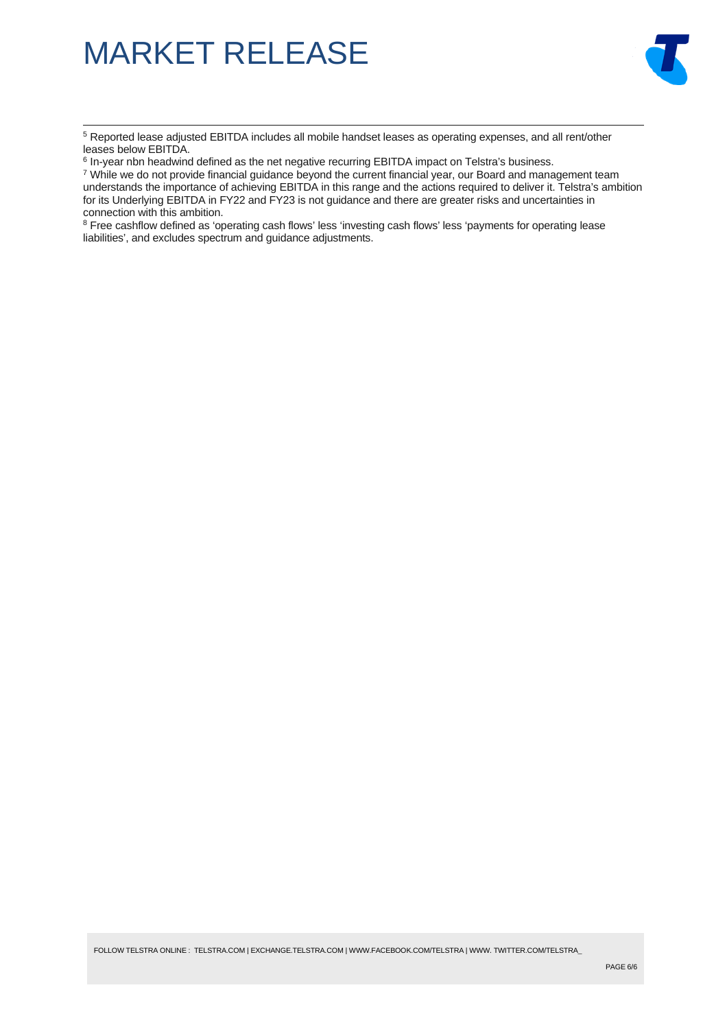[5] Reported lease adjusted EBITDA includes all mobile handset leases as operating expenses, and all rent/other leases below EBITDA.

[6] In-year nbn headwind defined as the net negative recurring EBITDA impact on Telstra's business.

[7] While we do not provide financial guidance beyond the current financial year, our Board and management team understands the importance of achieving EBITDA in this range and the actions required to deliver it. Telstra's ambition for its Underlying EBITDA in FY22 and FY23 is not guidance and there are greater risks and uncertainties in connection with this ambition.

[8] Free cashflow defined as 'operating cash flows' less 'investing cash flows' less 'payments for operating lease liabilities', and excludes spectrum and guidance adjustments.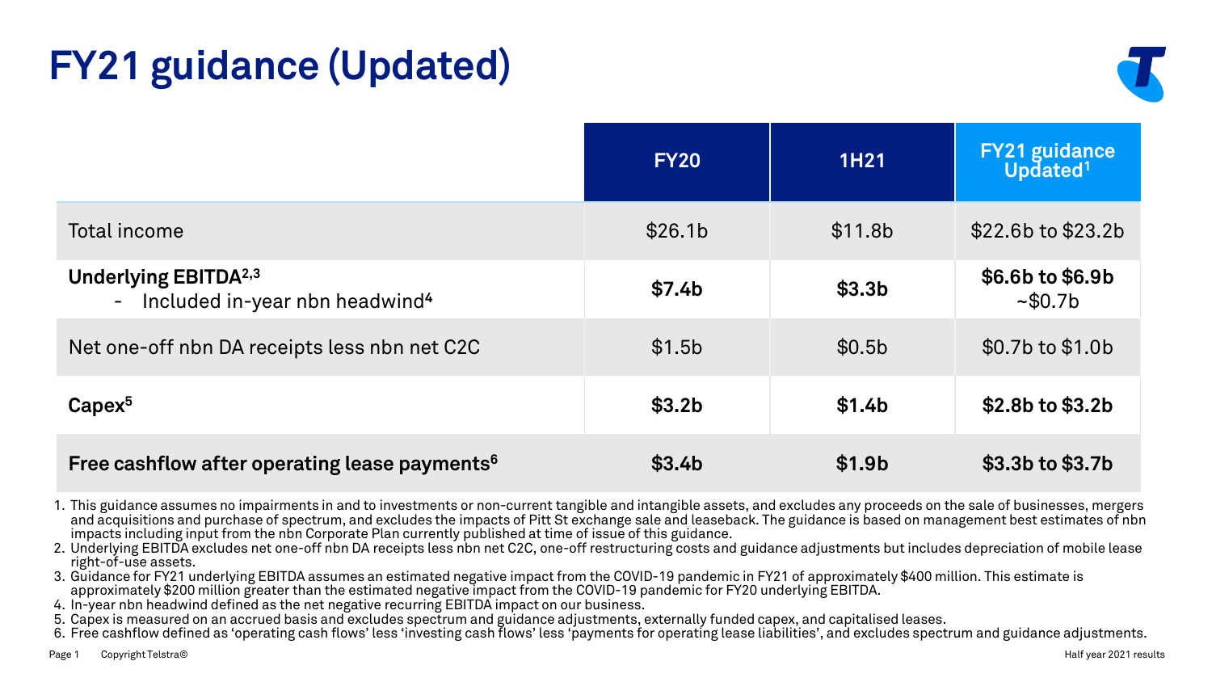# FY21 guidance (Updated)

| | FY20 | 1H21 | FY21 guidance Updated[1] |
|---|---|---|---|
| Total income | $26.1b | $11.8b | $22.6b to $23.2b |
| **Underlying EBITDA[2,3]**<br>- Included in-year nbn headwind[4] | **$7.4b** | **$3.3b** | **$6.6b to $6.9b**<br>~$0.7b |
| Net one-off nbn DA receipts less nbn net C2C | $1.5b | $0.5b | $0.7b to $1.0b |
| **Capex[5]** | **$3.2b** | **$1.4b** | **$2.8b to $3.2b** |
| **Free cashflow after operating lease payments[6]** | **$3.4b** | **$1.9b** | **$3.3b to $3.7b** |

1. This guidance assumes no impairments in and to investments or non-current tangible and intangible assets, and excludes any proceeds on the sale of businesses, mergers and acquisitions and purchase of spectrum, and excludes the impacts of Pitt St exchange sale and leaseback. The guidance is based on management best estimates of nbn impacts including input from the nbn Corporate Plan currently published at time of issue of this guidance.
2. Underlying EBITDA excludes net one-off nbn DA receipts less nbn net C2C, one-off restructuring costs and guidance adjustments but includes depreciation of mobile lease right-of-use assets.
3. Guidance for FY21 underlying EBITDA assumes an estimated negative impact from the COVID-19 pandemic in FY21 of approximately $400 million. This estimate is approximately $200 million greater than the estimated negative impact from the COVID-19 pandemic for FY20 underlying EBITDA.
4. In-year nbn headwind defined as the net negative recurring EBITDA impact on our business.
5. Capex is measured on an accrued basis and excludes spectrum and guidance adjustments, externally funded capex, and capitalised leases.
6. Free cashflow defined as 'operating cash flows' less 'investing cash flows' less 'payments for operating lease liabilities', and excludes spectrum and guidance adjustments.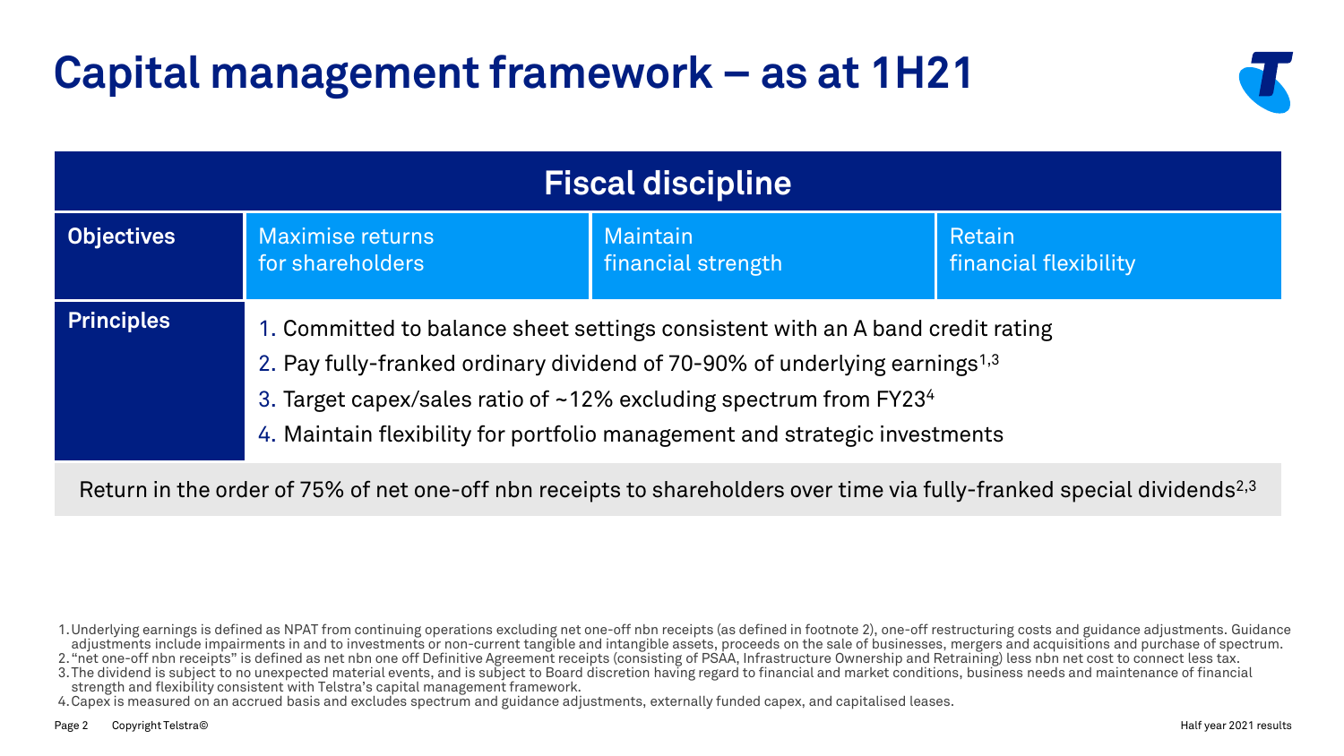# Capital management framework – as at 1H21

| Fiscal discipline | | | |
|---|---|---|---|
| **Objectives** | Maximise returns for shareholders | Maintain financial strength | Retain financial flexibility |
| **Principles** | 1. Committed to balance sheet settings consistent with an A band credit rating<br>2. Pay fully-franked ordinary dividend of 70-90% of underlying earnings[1,3]<br>3. Target capex/sales ratio of ~12% excluding spectrum from FY23[4]<br>4. Maintain flexibility for portfolio management and strategic investments | | |

Return in the order of 75% of net one-off nbn receipts to shareholders over time via fully-franked special dividends[2,3]

1. Underlying earnings is defined as NPAT from continuing operations excluding net one-off nbn receipts (as defined in footnote 2), one-off restructuring costs and guidance adjustments. Guidance adjustments include impairments in and to investments or non-current tangible and intangible assets, proceeds on the sale of businesses, mergers and acquisitions and purchase of spectrum.
2. "net one-off nbn receipts" is defined as net nbn one off Definitive Agreement receipts (consisting of PSAA, Infrastructure Ownership and Retraining) less nbn net cost to connect less tax.
3. The dividend is subject to no unexpected material events, and is subject to Board discretion having regard to financial and market conditions, business needs and maintenance of financial strength and flexibility consistent with Telstra's capital management framework.
4. Capex is measured on an accrued basis and excludes spectrum and guidance adjustments, externally funded capex, and capitalised leases.